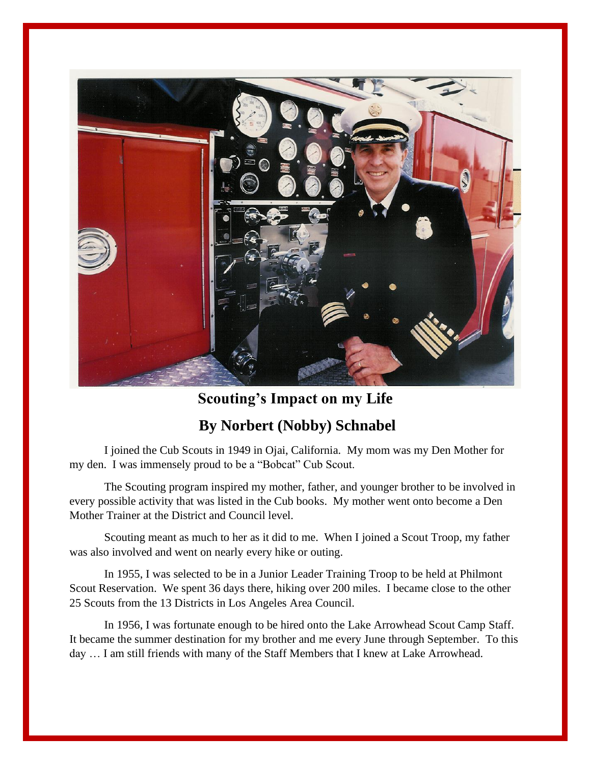# Scouting's Impact on my Life

## By Norbert (Nobby) Schnabel

I joined the Cub Scouts in 1949 in Ojai, California. My mom was my Den Mother for my den. I was immensely proud to be a "Bobcat" Cub Scout.

The Scouting program inspired my mother, father, and younger brother to be involved in every possible activity that was listed in the Cub books. My mother went onto become a Den Mother Trainer at the District and Council level.

Scouting meant as much to her as it did to me. When I joined a Scout Troop, my father was also involved and went on nearly every hike or outing.

In 1955, I was selected to be in a Junior Leader Training Troop to be held at Philmont Scout Reservation. We spent 36 days there, hiking over 200 miles. I became close to the other 25 Scouts from the 13 Districts in Los Angeles Area Council.

In 1956, I was fortunate enough to be hired onto the Lake Arrowhead Scout Camp Staff. It became the summer destination for my brother and me every June through September. To this day … I am still friends with many of the Staff Members that I knew at Lake Arrowhead.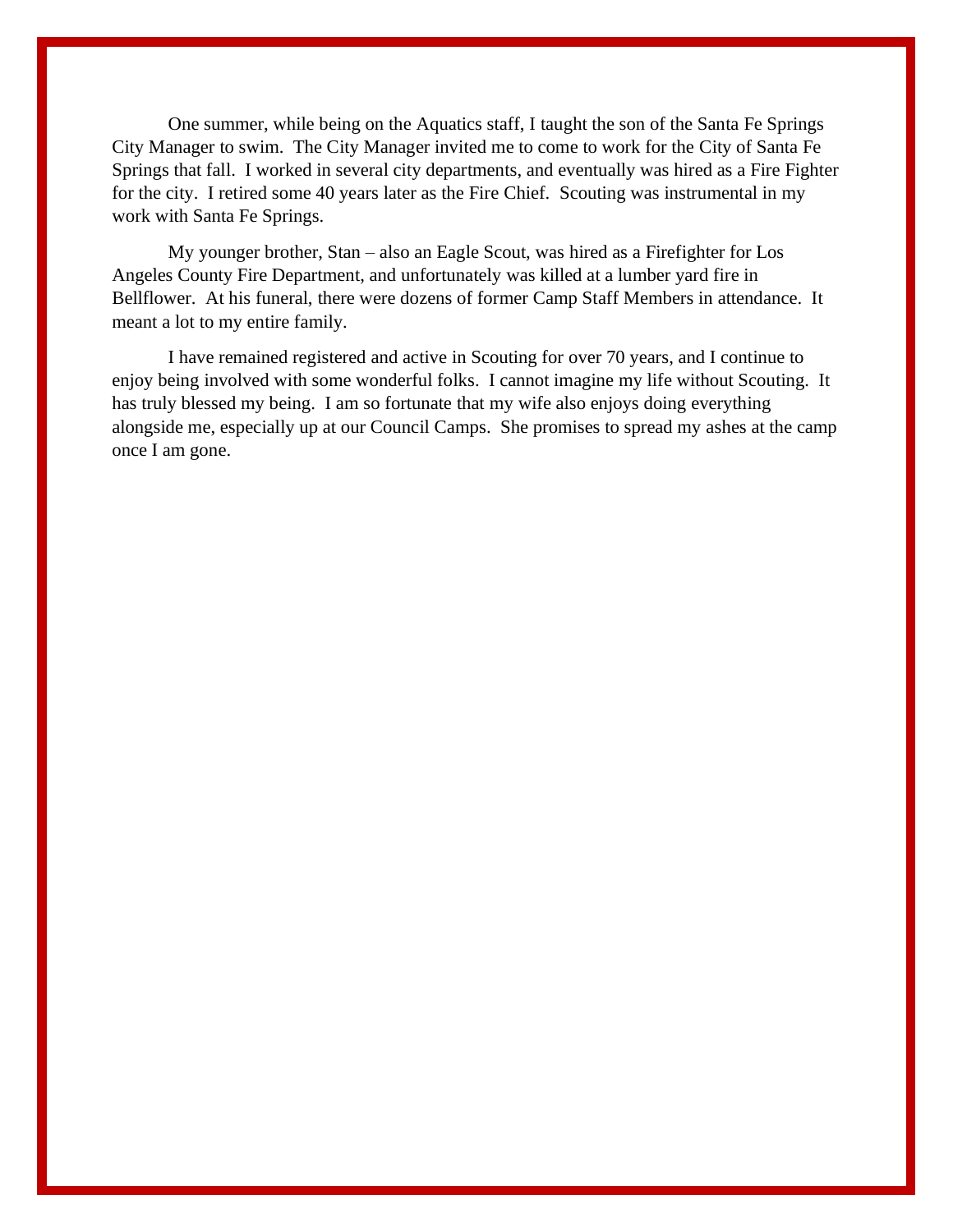One summer, while being on the Aquatics staff, I taught the son of the Santa Fe Springs City Manager to swim. The City Manager invited me to come to work for the City of Santa Fe Springs that fall. I worked in several city departments, and eventually was hired as a Fire Fighter for the city. I retired some 40 years later as the Fire Chief. Scouting was instrumental in my work with Santa Fe Springs.

My younger brother, Stan – also an Eagle Scout, was hired as a Firefighter for Los Angeles County Fire Department, and unfortunately was killed at a lumber yard fire in Bellflower. At his funeral, there were dozens of former Camp Staff Members in attendance. It meant a lot to my entire family.

I have remained registered and active in Scouting for over 70 years, and I continue to enjoy being involved with some wonderful folks. I cannot imagine my life without Scouting. It has truly blessed my being. I am so fortunate that my wife also enjoys doing everything alongside me, especially up at our Council Camps. She promises to spread my ashes at the camp once I am gone.